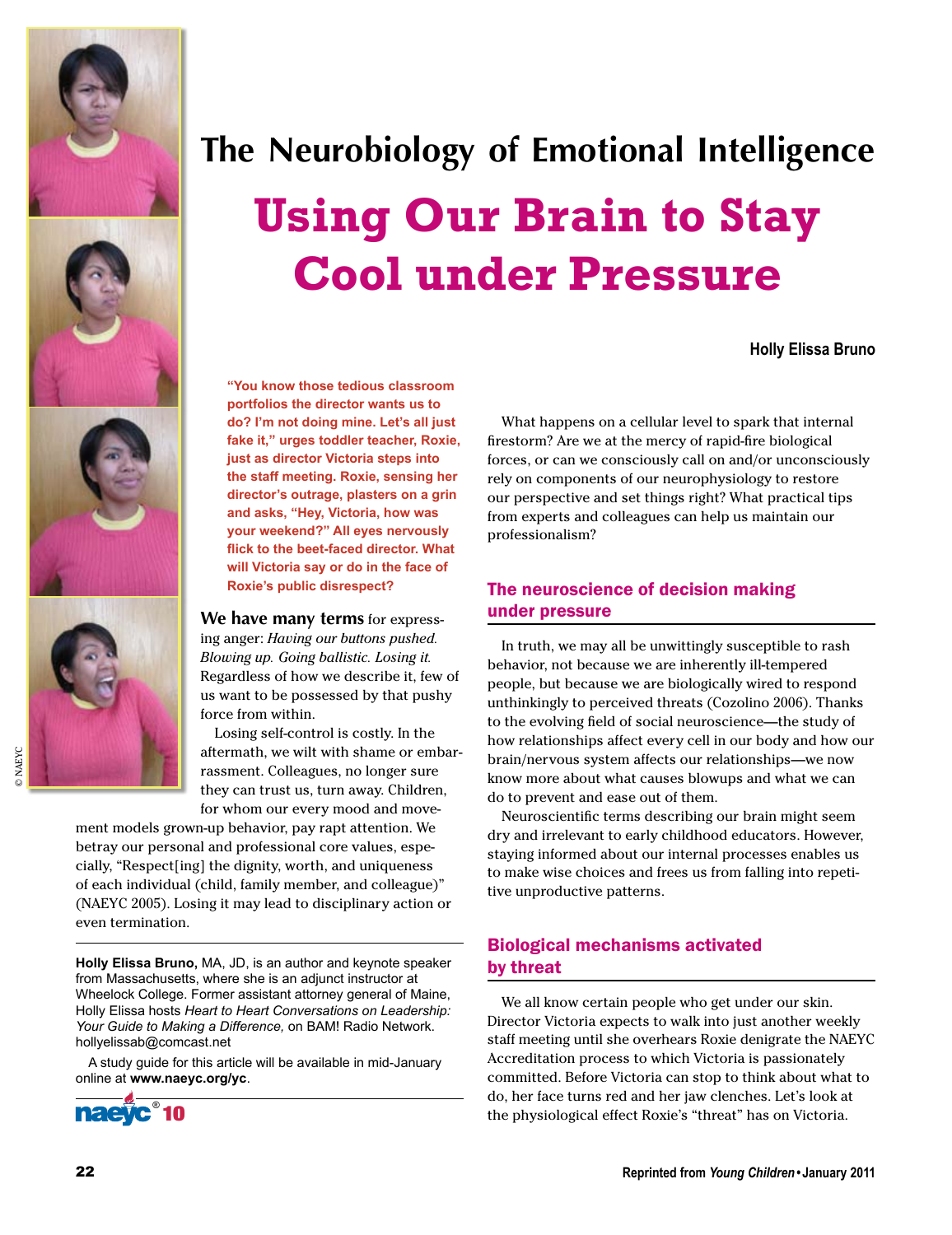# The Neurobiology of Emotional Intelligence

# Using Our Brain to Stay Cool under Pressure

**Holly Elissa Bruno**

**"You know those tedious classroom portfolios the director wants us to do? I'm not doing mine. Let's all just fake it," urges toddler teacher, Roxie, just as director Victoria steps into the staff meeting. Roxie, sensing her director's outrage, plasters on a grin and asks, "Hey, Victoria, how was your weekend?" All eyes nervously flick to the beet-faced director. What will Victoria say or do in the face of Roxie's public disrespect?**

**We have many terms** for expressing anger: *Having our buttons pushed. Blowing up. Going ballistic. Losing it.* Regardless of how we describe it, few of us want to be possessed by that pushy force from within.

Losing self-control is costly. In the aftermath, we wilt with shame or embarrassment. Colleagues, no longer sure they can trust us, turn away. Children, for whom our every mood and movement models grown-up behavior, pay rapt attention. We betray our personal and professional core values, especially, "Respect[ing] the dignity, worth, and uniqueness of each individual (child, family member, and colleague)" (NAEYC 2005). Losing it may lead to disciplinary action or even termination.

**Holly Elissa Bruno,** MA, JD, is an author and keynote speaker from Massachusetts, where she is an adjunct instructor at Wheelock College. Former assistant attorney general of Maine, Holly Elissa hosts *Heart to Heart Conversations on Leadership: Your Guide to Making a Difference,* on BAM! Radio Network. hollyelissab@comcast.net

A study guide for this article will be available in mid-January online at **www.naeyc.org/yc**.

What happens on a cellular level to spark that internal firestorm? Are we at the mercy of rapid-fire biological forces, or can we consciously call on and/or unconsciously rely on components of our neurophysiology to restore our perspective and set things right? What practical tips from experts and colleagues can help us maintain our professionalism?

## The neuroscience of decision making under pressure

In truth, we may all be unwittingly susceptible to rash behavior, not because we are inherently ill-tempered people, but because we are biologically wired to respond unthinkingly to perceived threats (Cozolino 2006). Thanks to the evolving field of social neuroscience—the study of how relationships affect every cell in our body and how our brain/nervous system affects our relationships—we now know more about what causes blowups and what we can do to prevent and ease out of them.

Neuroscientific terms describing our brain might seem dry and irrelevant to early childhood educators. However, staying informed about our internal processes enables us to make wise choices and frees us from falling into repetitive unproductive patterns.

## Biological mechanisms activated by threat

We all know certain people who get under our skin. Director Victoria expects to walk into just another weekly staff meeting until she overhears Roxie denigrate the NAEYC Accreditation process to which Victoria is passionately committed. Before Victoria can stop to think about what to do, her face turns red and her jaw clenches. Let's look at the physiological effect Roxie's "threat" has on Victoria.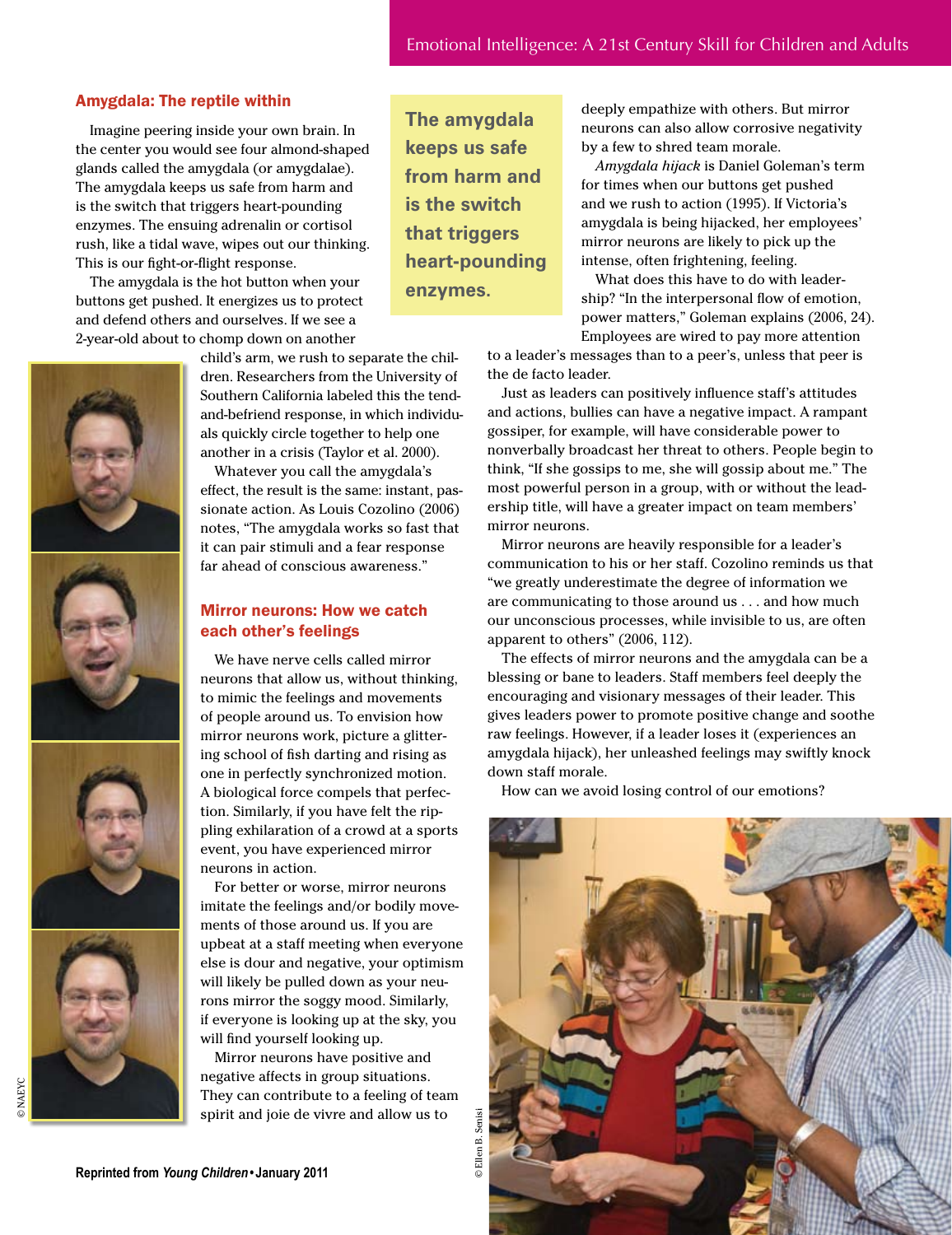## Amygdala: The reptile within

Imagine peering inside your own brain. In the center you would see four almond-shaped glands called the amygdala (or amygdalae). The amygdala keeps us safe from harm and is the switch that triggers heart-pounding enzymes. The ensuing adrenalin or cortisol rush, like a tidal wave, wipes out our thinking. This is our fight-or-flight response.

The amygdala is the hot button when your buttons get pushed. It energizes us to protect and defend others and ourselves. If we see a 2-year-old about to chomp down on another child's arm, we rush to separate the children. Researchers from the University of Southern California labeled this the tend-and-befriend response, in which individuals quickly circle together to help one another in a crisis (Taylor et al. 2000).

Whatever you call the amygdala's effect, the result is the same: instant, passionate action. As Louis Cozolino (2006) notes, "The amygdala works so fast that it can pair stimuli and a fear response far ahead of conscious awareness."

**The amygdala keeps us safe from harm and is the switch that triggers heart-pounding enzymes.**

## Mirror neurons: How we catch each other's feelings

We have nerve cells called mirror neurons that allow us, without thinking, to mimic the feelings and movements of people around us. To envision how mirror neurons work, picture a glittering school of fish darting and rising as one in perfectly synchronized motion. A biological force compels that perfection. Similarly, if you have felt the rippling exhilaration of a crowd at a sports event, you have experienced mirror neurons in action.

For better or worse, mirror neurons imitate the feelings and/or bodily movements of those around us. If you are upbeat at a staff meeting when everyone else is dour and negative, your optimism will likely be pulled down as your neurons mirror the soggy mood. Similarly, if everyone is looking up at the sky, you will find yourself looking up.

Mirror neurons have positive and negative affects in group situations. They can contribute to a feeling of team spirit and joie de vivre and allow us to deeply empathize with others. But mirror neurons can also allow corrosive negativity by a few to shred team morale.

*Amygdala hijack* is Daniel Goleman's term for times when our buttons get pushed and we rush to action (1995). If Victoria's amygdala is being hijacked, her employees' mirror neurons are likely to pick up the intense, often frightening, feeling.

What does this have to do with leadership? "In the interpersonal flow of emotion, power matters," Goleman explains (2006, 24). Employees are wired to pay more attention to a leader's messages than to a peer's, unless that peer is the de facto leader.

Just as leaders can positively influence staff's attitudes and actions, bullies can have a negative impact. A rampant gossiper, for example, will have considerable power to nonverbally broadcast her threat to others. People begin to think, "If she gossips to me, she will gossip about me." The most powerful person in a group, with or without the leadership title, will have a greater impact on team members' mirror neurons.

Mirror neurons are heavily responsible for a leader's communication to his or her staff. Cozolino reminds us that "we greatly underestimate the degree of information we are communicating to those around us . . . and how much our unconscious processes, while invisible to us, are often apparent to others" (2006, 112).

The effects of mirror neurons and the amygdala can be a blessing or bane to leaders. Staff members feel deeply the encouraging and visionary messages of their leader. This gives leaders power to promote positive change and soothe raw feelings. However, if a leader loses it (experiences an amygdala hijack), her unleashed feelings may swiftly knock down staff morale.

How can we avoid losing control of our emotions?

© NAEYC

© Ellen B. Senisi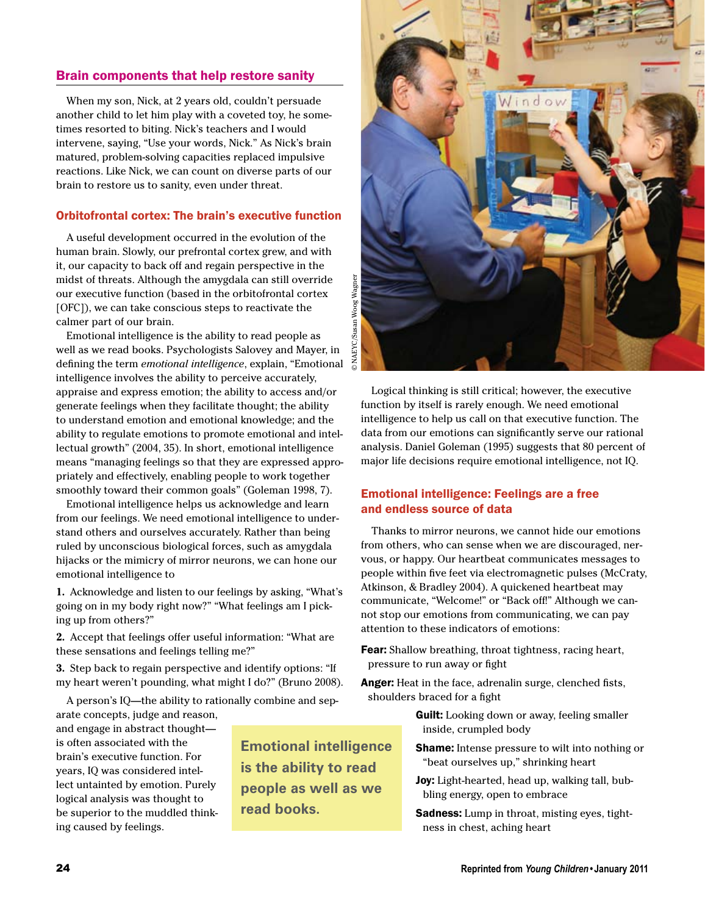## Brain components that help restore sanity

When my son, Nick, at 2 years old, couldn't persuade another child to let him play with a coveted toy, he sometimes resorted to biting. Nick's teachers and I would intervene, saying, "Use your words, Nick." As Nick's brain matured, problem-solving capacities replaced impulsive reactions. Like Nick, we can count on diverse parts of our brain to restore us to sanity, even under threat.

### Orbitofrontal cortex: The brain's executive function

A useful development occurred in the evolution of the human brain. Slowly, our prefrontal cortex grew, and with it, our capacity to back off and regain perspective in the midst of threats. Although the amygdala can still override our executive function (based in the orbitofrontal cortex [OFC]), we can take conscious steps to reactivate the calmer part of our brain.

Emotional intelligence is the ability to read people as well as we read books. Psychologists Salovey and Mayer, in defining the term *emotional intelligence*, explain, "Emotional intelligence involves the ability to perceive accurately, appraise and express emotion; the ability to access and/or generate feelings when they facilitate thought; the ability to understand emotion and emotional knowledge; and the ability to regulate emotions to promote emotional and intellectual growth" (2004, 35). In short, emotional intelligence means "managing feelings so that they are expressed appropriately and effectively, enabling people to work together smoothly toward their common goals" (Goleman 1998, 7).

Emotional intelligence helps us acknowledge and learn from our feelings. We need emotional intelligence to understand others and ourselves accurately. Rather than being ruled by unconscious biological forces, such as amygdala hijacks or the mimicry of mirror neurons, we can hone our emotional intelligence to

**1.** Acknowledge and listen to our feelings by asking, "What's going on in my body right now?" "What feelings am I picking up from others?"

**2.** Accept that feelings offer useful information: "What are these sensations and feelings telling me?"

**3.** Step back to regain perspective and identify options: "If my heart weren't pounding, what might I do?" (Bruno 2008).

A person's IQ—the ability to rationally combine and separate concepts, judge and reason, and engage in abstract thought—is often associated with the brain's executive function. For years, IQ was considered intellect untainted by emotion. Purely logical analysis was thought to be superior to the muddled thinking caused by feelings.

**Emotional intelligence is the ability to read people as well as we read books.**

© NAEYC/Susan Woog Wagner

Logical thinking is still critical; however, the executive function by itself is rarely enough. We need emotional intelligence to help us call on that executive function. The data from our emotions can significantly serve our rational analysis. Daniel Goleman (1995) suggests that 80 percent of major life decisions require emotional intelligence, not IQ.

### Emotional intelligence: Feelings are a free and endless source of data

Thanks to mirror neurons, we cannot hide our emotions from others, who can sense when we are discouraged, nervous, or happy. Our heartbeat communicates messages to people within five feet via electromagnetic pulses (McCraty, Atkinson, & Bradley 2004). A quickened heartbeat may communicate, "Welcome!" or "Back off!" Although we cannot stop our emotions from communicating, we can pay attention to these indicators of emotions:

**Fear:** Shallow breathing, throat tightness, racing heart, pressure to run away or fight

**Anger:** Heat in the face, adrenalin surge, clenched fists, shoulders braced for a fight

**Guilt:** Looking down or away, feeling smaller inside, crumpled body

**Shame:** Intense pressure to wilt into nothing or "beat ourselves up," shrinking heart

**Joy:** Light-hearted, head up, walking tall, bubbling energy, open to embrace

**Sadness:** Lump in throat, misting eyes, tightness in chest, aching heart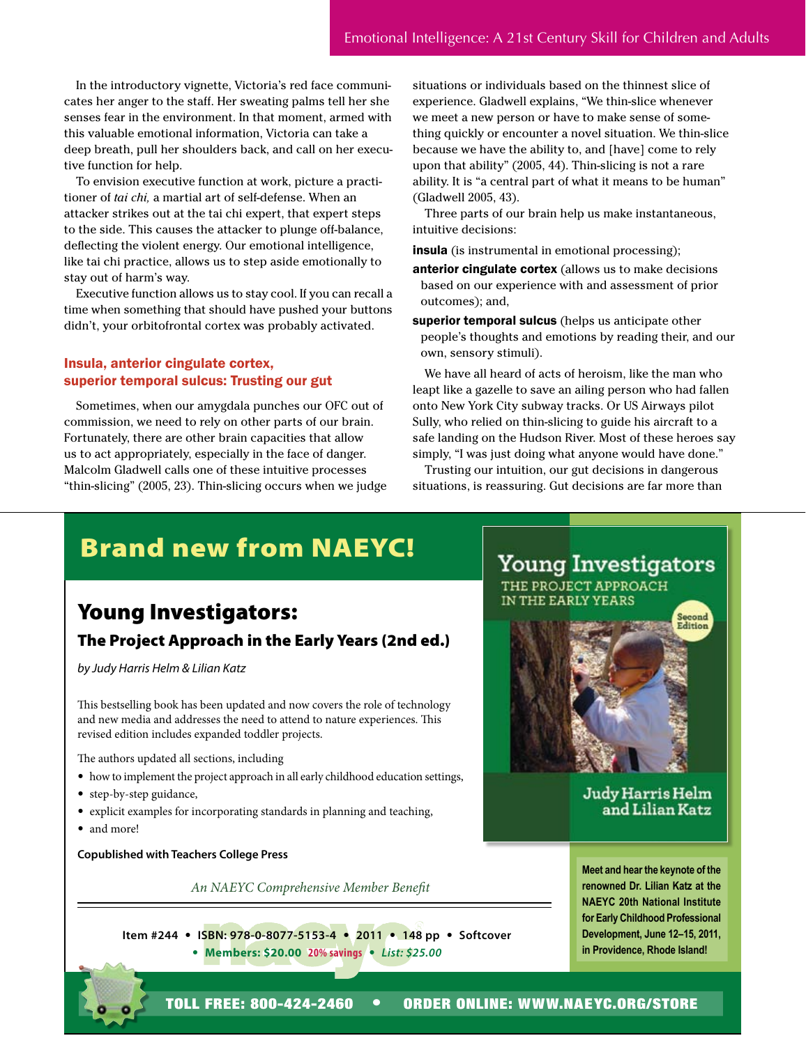In the introductory vignette, Victoria's red face communicates her anger to the staff. Her sweating palms tell her she senses fear in the environment. In that moment, armed with this valuable emotional information, Victoria can take a deep breath, pull her shoulders back, and call on her executive function for help.

To envision executive function at work, picture a practitioner of *tai chi,* a martial art of self-defense. When an attacker strikes out at the tai chi expert, that expert steps to the side. This causes the attacker to plunge off-balance, deflecting the violent energy. Our emotional intelligence, like tai chi practice, allows us to step aside emotionally to stay out of harm's way.

Executive function allows us to stay cool. If you can recall a time when something that should have pushed your buttons didn't, your orbitofrontal cortex was probably activated.

## Insula, anterior cingulate cortex, superior temporal sulcus: Trusting our gut

Sometimes, when our amygdala punches our OFC out of commission, we need to rely on other parts of our brain. Fortunately, there are other brain capacities that allow us to act appropriately, especially in the face of danger. Malcolm Gladwell calls one of these intuitive processes "thin-slicing" (2005, 23). Thin-slicing occurs when we judge situations or individuals based on the thinnest slice of experience. Gladwell explains, "We thin-slice whenever we meet a new person or have to make sense of something quickly or encounter a novel situation. We thin-slice because we have the ability to, and [have] come to rely upon that ability" (2005, 44). Thin-slicing is not a rare ability. It is "a central part of what it means to be human" (Gladwell 2005, 43).

Three parts of our brain help us make instantaneous, intuitive decisions:

**insula** (is instrumental in emotional processing);

**anterior cingulate cortex** (allows us to make decisions based on our experience with and assessment of prior outcomes); and,

**superior temporal sulcus** (helps us anticipate other people's thoughts and emotions by reading their, and our own, sensory stimuli).

We have all heard of acts of heroism, like the man who leapt like a gazelle to save an ailing person who had fallen onto New York City subway tracks. Or US Airways pilot Sully, who relied on thin-slicing to guide his aircraft to a safe landing on the Hudson River. Most of these heroes say simply, "I was just doing what anyone would have done."

Trusting our intuition, our gut decisions in dangerous situations, is reassuring. Gut decisions are far more than

---

## Brand new from NAEYC!

### Young Investigators:
### The Project Approach in the Early Years (2nd ed.)

*by Judy Harris Helm & Lilian Katz*

This bestselling book has been updated and now covers the role of technology and new media and addresses the need to attend to nature experiences. This revised edition includes expanded toddler projects.

The authors updated all sections, including

- how to implement the project approach in all early childhood education settings,
- step-by-step guidance,
- explicit examples for incorporating standards in planning and teaching,
- and more!

**Copublished with Teachers College Press**

*An NAEYC Comprehensive Member Benefit*

Item #244 • ISBN: 978-0-8077-5153-4 • 2011 • 148 pp • Softcover
• Members: $20.00 20% savings • *List: $25.00*

Young Investigators
THE PROJECT APPROACH IN THE EARLY YEARS
Second Edition
Judy Harris Helm and Lilian Katz

**Meet and hear the keynote of the renowned Dr. Lilian Katz at the NAEYC 20th National Institute for Early Childhood Professional Development, June 12–15, 2011, in Providence, Rhode Island!**

**TOLL FREE: 800-424-2460 • ORDER ONLINE: WWW.NAEYC.ORG/STORE**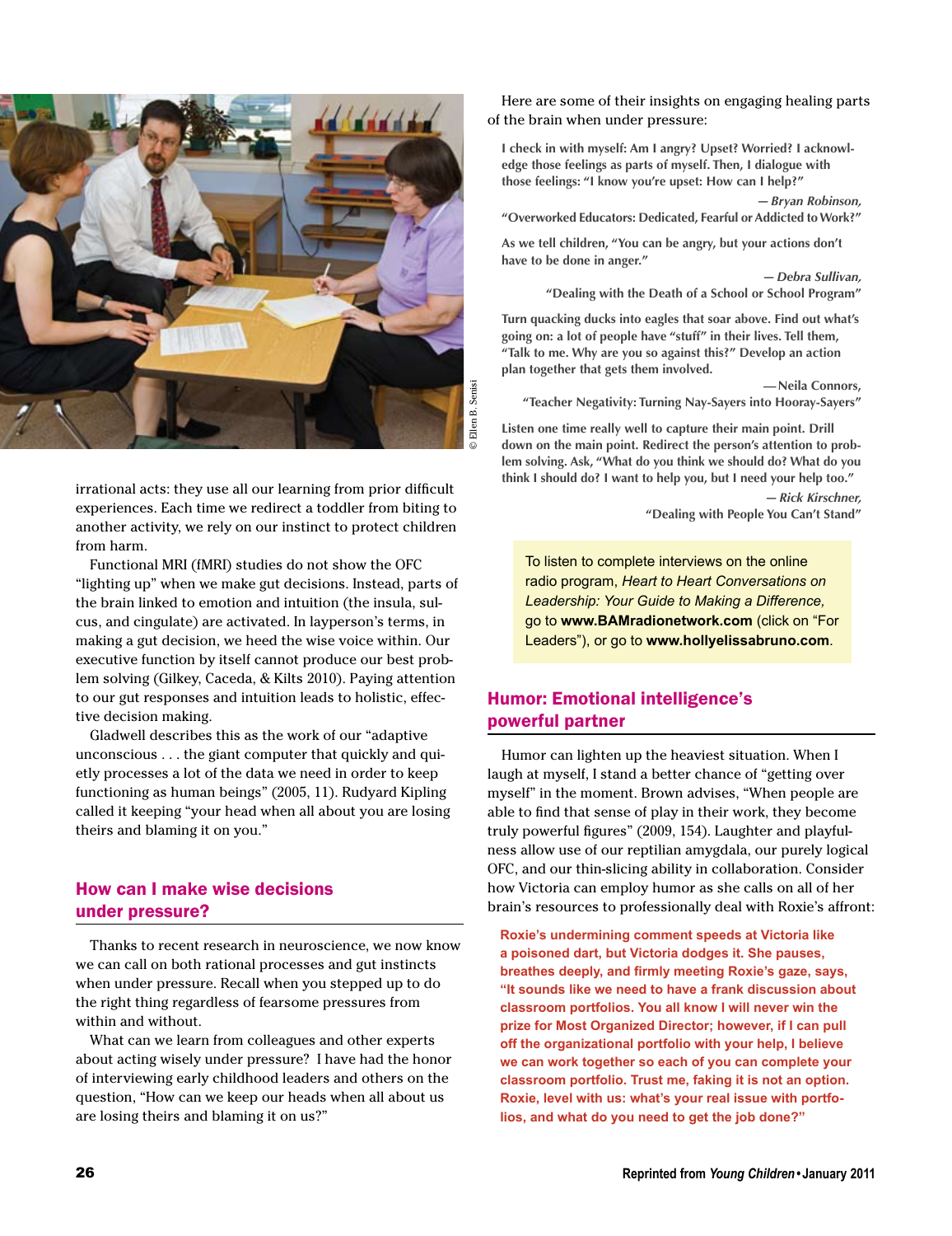irrational acts: they use all our learning from prior difficult experiences. Each time we redirect a toddler from biting to another activity, we rely on our instinct to protect children from harm.

Functional MRI (fMRI) studies do not show the OFC "lighting up" when we make gut decisions. Instead, parts of the brain linked to emotion and intuition (the insula, sulcus, and cingulate) are activated. In layperson's terms, in making a gut decision, we heed the wise voice within. Our executive function by itself cannot produce our best problem solving (Gilkey, Caceda, & Kilts 2010). Paying attention to our gut responses and intuition leads to holistic, effective decision making.

Gladwell describes this as the work of our "adaptive unconscious . . . the giant computer that quickly and quietly processes a lot of the data we need in order to keep functioning as human beings" (2005, 11). Rudyard Kipling called it keeping "your head when all about you are losing theirs and blaming it on you."

## How can I make wise decisions under pressure?

Thanks to recent research in neuroscience, we now know we can call on both rational processes and gut instincts when under pressure. Recall when you stepped up to do the right thing regardless of fearsome pressures from within and without.

What can we learn from colleagues and other experts about acting wisely under pressure? I have had the honor of interviewing early childhood leaders and others on the question, "How can we keep our heads when all about us are losing theirs and blaming it on us?"

© Ellen B. Senisi

Here are some of their insights on engaging healing parts of the brain when under pressure:

> **I check in with myself: Am I angry? Upset? Worried? I acknowledge those feelings as parts of myself. Then, I dialogue with those feelings: "I know you're upset: How can I help?"**
>
> — ***Bryan Robinson,***
> **"Overworked Educators: Dedicated, Fearful or Addicted to Work?"**

> **As we tell children, "You can be angry, but your actions don't have to be done in anger."**
>
> — ***Debra Sullivan,***
> **"Dealing with the Death of a School or School Program"**

> **Turn quacking ducks into eagles that soar above. Find out what's going on: a lot of people have "stuff" in their lives. Tell them, "Talk to me. Why are you so against this?" Develop an action plan together that gets them involved.**
>
> **—Neila Connors,**
> **"Teacher Negativity: Turning Nay-Sayers into Hooray-Sayers"**

> **Listen one time really well to capture their main point. Drill down on the main point. Redirect the person's attention to problem solving. Ask, "What do you think we should do? What do you think I should do? I want to help you, but I need your help too."**
>
> — ***Rick Kirschner,***
> **"Dealing with People You Can't Stand"**

To listen to complete interviews on the online radio program, *Heart to Heart Conversations on Leadership: Your Guide to Making a Difference,* go to **www.BAMradionetwork.com** (click on "For Leaders"), or go to **www.hollyelissabruno.com**.

## Humor: Emotional intelligence's powerful partner

Humor can lighten up the heaviest situation. When I laugh at myself, I stand a better chance of "getting over myself" in the moment. Brown advises, "When people are able to find that sense of play in their work, they become truly powerful figures" (2009, 154). Laughter and playfulness allow use of our reptilian amygdala, our purely logical OFC, and our thin-slicing ability in collaboration. Consider how Victoria can employ humor as she calls on all of her brain's resources to professionally deal with Roxie's affront:

**Roxie's undermining comment speeds at Victoria like a poisoned dart, but Victoria dodges it. She pauses, breathes deeply, and firmly meeting Roxie's gaze, says, "It sounds like we need to have a frank discussion about classroom portfolios. You all know I will never win the prize for Most Organized Director; however, if I can pull off the organizational portfolio with your help, I believe we can work together so each of you can complete your classroom portfolio. Trust me, faking it is not an option. Roxie, level with us: what's your real issue with portfolios, and what do you need to get the job done?"**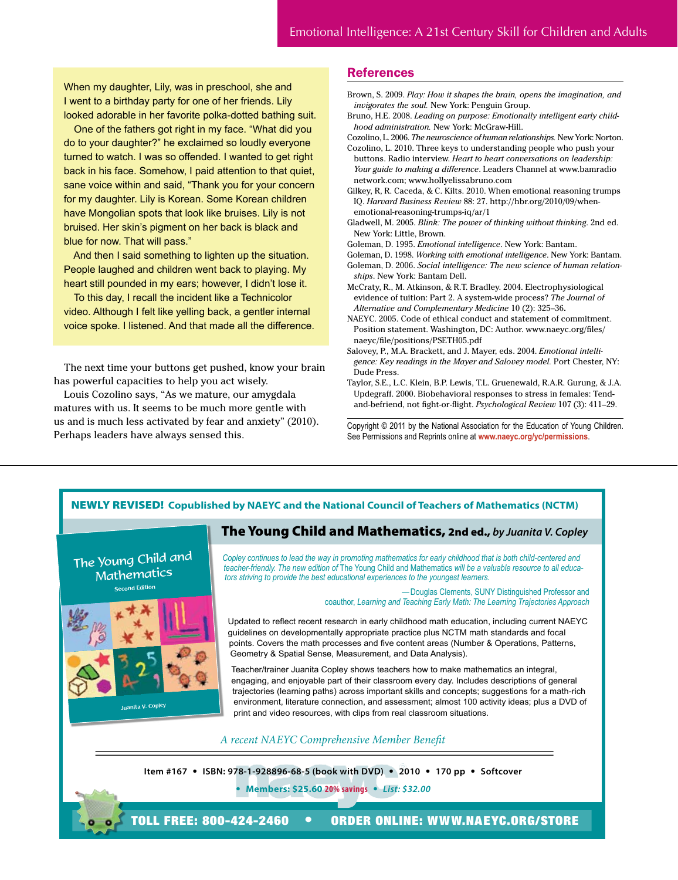When my daughter, Lily, was in preschool, she and I went to a birthday party for one of her friends. Lily looked adorable in her favorite polka-dotted bathing suit.

One of the fathers got right in my face. "What did you do to your daughter?" he exclaimed so loudly everyone turned to watch. I was so offended. I wanted to get right back in his face. Somehow, I paid attention to that quiet, sane voice within and said, "Thank you for your concern for my daughter. Lily is Korean. Some Korean children have Mongolian spots that look like bruises. Lily is not bruised. Her skin's pigment on her back is black and blue for now. That will pass."

And then I said something to lighten up the situation. People laughed and children went back to playing. My heart still pounded in my ears; however, I didn't lose it.

To this day, I recall the incident like a Technicolor video. Although I felt like yelling back, a gentler internal voice spoke. I listened. And that made all the difference.

The next time your buttons get pushed, know your brain has powerful capacities to help you act wisely.

Louis Cozolino says, "As we mature, our amygdala matures with us. It seems to be much more gentle with us and is much less activated by fear and anxiety" (2010). Perhaps leaders have always sensed this.

## References

Brown, S. 2009. *Play: How it shapes the brain, opens the imagination, and invigorates the soul.* New York: Penguin Group.

Bruno, H.E. 2008. *Leading on purpose: Emotionally intelligent early childhood administration.* New York: McGraw-Hill.

Cozolino, L. 2006. *The neuroscience of human relationships.* New York: Norton.

Cozolino, L. 2010. Three keys to understanding people who push your buttons. Radio interview. *Heart to heart conversations on leadership: Your guide to making a difference.* Leaders Channel at www.bamradionetwork.com; www.hollyelissabruno.com

Gilkey, R, R. Caceda, & C. Kilts. 2010. When emotional reasoning trumps IQ. *Harvard Business Review* 88: 27. http://hbr.org/2010/09/when-emotional-reasoning-trumps-iq/ar/1

Gladwell, M. 2005. *Blink: The power of thinking without thinking.* 2nd ed. New York: Little, Brown.

Goleman, D. 1995. *Emotional intelligence.* New York: Bantam.

Goleman, D. 1998. *Working with emotional intelligence.* New York: Bantam.

Goleman, D. 2006. *Social intelligence: The new science of human relationships.* New York: Bantam Dell.

McCraty, R., M. Atkinson, & R.T. Bradley. 2004. Electrophysiological evidence of tuition: Part 2. A system-wide process? *The Journal of Alternative and Complementary Medicine* 10 (2): 325–36.

NAEYC. 2005. Code of ethical conduct and statement of commitment. Position statement. Washington, DC: Author. www.naeyc.org/files/naeyc/file/positions/PSETH05.pdf

Salovey, P., M.A. Brackett, and J. Mayer, eds. 2004. *Emotional intelligence: Key readings in the Mayer and Salovey model.* Port Chester, NY: Dude Press.

Taylor, S.E., L.C. Klein, B.P. Lewis, T.L. Gruenewald, R.A.R. Gurung, & J.A. Updegraff. 2000. Biobehavioral responses to stress in females: Tend-and-befriend, not fight-or-flight. *Psychological Review* 107 (3): 411–29.

Copyright © 2011 by the National Association for the Education of Young Children. See Permissions and Reprints online at www.naeyc.org/yc/permissions.

---

**NEWLY REVISED! Copublished by NAEYC and the National Council of Teachers of Mathematics (NCTM)**

### The Young Child and Mathematics, 2nd ed., *by Juanita V. Copley*

*Copley continues to lead the way in promoting mathematics for early childhood that is both child-centered and teacher-friendly. The new edition of* The Young Child and Mathematics *will be a valuable resource to all educators striving to provide the best educational experiences to the youngest learners.*

—Douglas Clements, SUNY Distinguished Professor and coauthor, *Learning and Teaching Early Math: The Learning Trajectories Approach*

Updated to reflect recent research in early childhood math education, including current NAEYC guidelines on developmentally appropriate practice plus NCTM math standards and focal points. Covers the math processes and five content areas (Number & Operations, Patterns, Geometry & Spatial Sense, Measurement, and Data Analysis).

Teacher/trainer Juanita Copley shows teachers how to make mathematics an integral, engaging, and enjoyable part of their classroom every day. Includes descriptions of general trajectories (learning paths) across important skills and concepts; suggestions for a math-rich environment, literature connection, and assessment; almost 100 activity ideas; plus a DVD of print and video resources, with clips from real classroom situations.

*A recent NAEYC Comprehensive Member Benefit*

Item #167 • ISBN: 978-1-928896-68-5 (book with DVD) • 2010 • 170 pp • Softcover

• Members: $25.60 20% savings • List: $32.00

TOLL FREE: 800-424-2460 • ORDER ONLINE: WWW.NAEYC.ORG/STORE